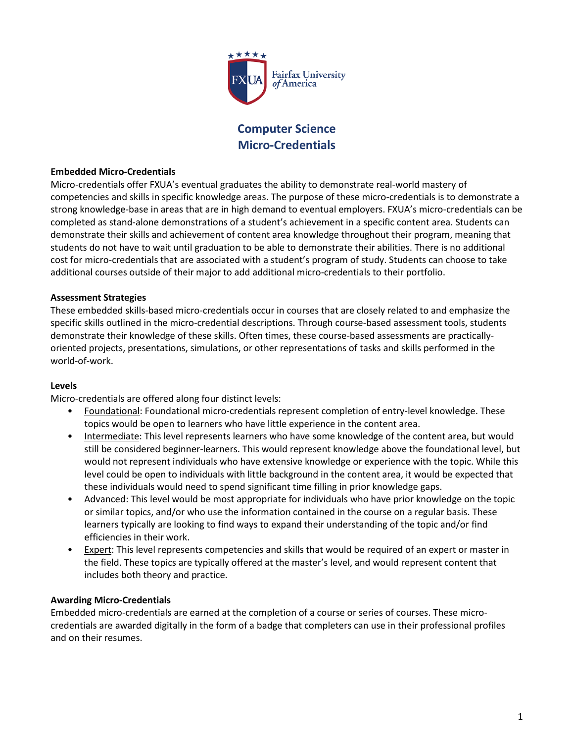Fairfax University of America

# Computer Science Micro-Credentials

**Embedded Micro-Credentials**

Micro-credentials offer FXUA's eventual graduates the ability to demonstrate real-world mastery of competencies and skills in specific knowledge areas. The purpose of these micro-credentials is to demonstrate a strong knowledge-base in areas that are in high demand to eventual employers. FXUA's micro-credentials can be completed as stand-alone demonstrations of a student's achievement in a specific content area. Students can demonstrate their skills and achievement of content area knowledge throughout their program, meaning that students do not have to wait until graduation to be able to demonstrate their abilities. There is no additional cost for micro-credentials that are associated with a student's program of study. Students can choose to take additional courses outside of their major to add additional micro-credentials to their portfolio.

**Assessment Strategies**

These embedded skills-based micro-credentials occur in courses that are closely related to and emphasize the specific skills outlined in the micro-credential descriptions. Through course-based assessment tools, students demonstrate their knowledge of these skills. Often times, these course-based assessments are practically-oriented projects, presentations, simulations, or other representations of tasks and skills performed in the world-of-work.

**Levels**

Micro-credentials are offered along four distinct levels:

- Foundational: Foundational micro-credentials represent completion of entry-level knowledge. These topics would be open to learners who have little experience in the content area.
- Intermediate: This level represents learners who have some knowledge of the content area, but would still be considered beginner-learners. This would represent knowledge above the foundational level, but would not represent individuals who have extensive knowledge or experience with the topic. While this level could be open to individuals with little background in the content area, it would be expected that these individuals would need to spend significant time filling in prior knowledge gaps.
- Advanced: This level would be most appropriate for individuals who have prior knowledge on the topic or similar topics, and/or who use the information contained in the course on a regular basis. These learners typically are looking to find ways to expand their understanding of the topic and/or find efficiencies in their work.
- Expert: This level represents competencies and skills that would be required of an expert or master in the field. These topics are typically offered at the master's level, and would represent content that includes both theory and practice.

**Awarding Micro-Credentials**

Embedded micro-credentials are earned at the completion of a course or series of courses. These micro-credentials are awarded digitally in the form of a badge that completers can use in their professional profiles and on their resumes.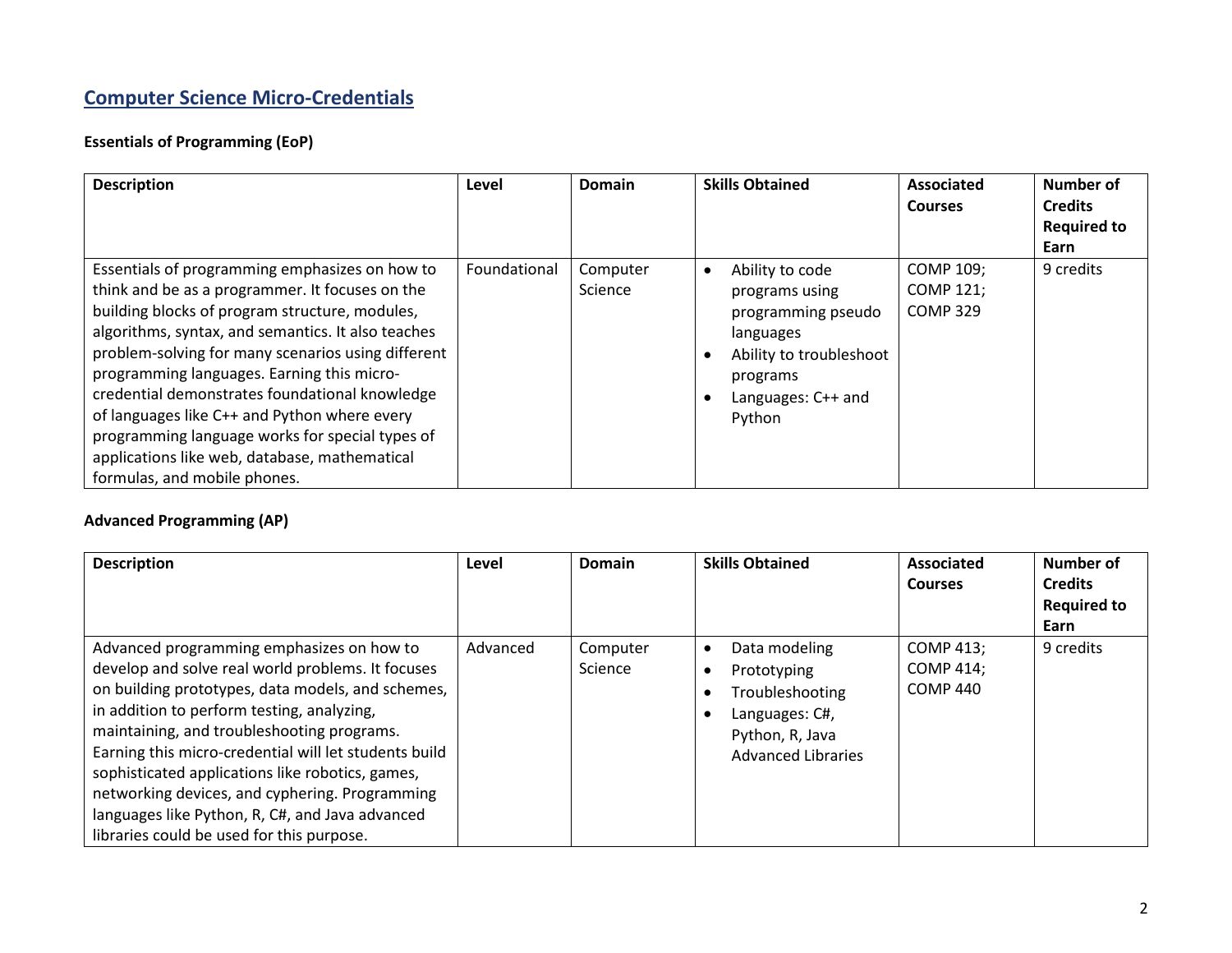## Computer Science Micro-Credentials

### Essentials of Programming (EoP)

| Description | Level | Domain | Skills Obtained | Associated Courses | Number of Credits Required to Earn |
| --- | --- | --- | --- | --- | --- |
| Essentials of programming emphasizes on how to think and be as a programmer. It focuses on the building blocks of program structure, modules, algorithms, syntax, and semantics. It also teaches problem-solving for many scenarios using different programming languages. Earning this micro-credential demonstrates foundational knowledge of languages like C++ and Python where every programming language works for special types of applications like web, database, mathematical formulas, and mobile phones. | Foundational | Computer Science | • Ability to code programs using programming pseudo languages<br>• Ability to troubleshoot programs<br>• Languages: C++ and Python | COMP 109; COMP 121; COMP 329 | 9 credits |

### Advanced Programming (AP)

| Description | Level | Domain | Skills Obtained | Associated Courses | Number of Credits Required to Earn |
| --- | --- | --- | --- | --- | --- |
| Advanced programming emphasizes on how to develop and solve real world problems. It focuses on building prototypes, data models, and schemes, in addition to perform testing, analyzing, maintaining, and troubleshooting programs. Earning this micro-credential will let students build sophisticated applications like robotics, games, networking devices, and cyphering. Programming languages like Python, R, C#, and Java advanced libraries could be used for this purpose. | Advanced | Computer Science | • Data modeling<br>• Prototyping<br>• Troubleshooting<br>• Languages: C#, Python, R, Java Advanced Libraries | COMP 413; COMP 414; COMP 440 | 9 credits |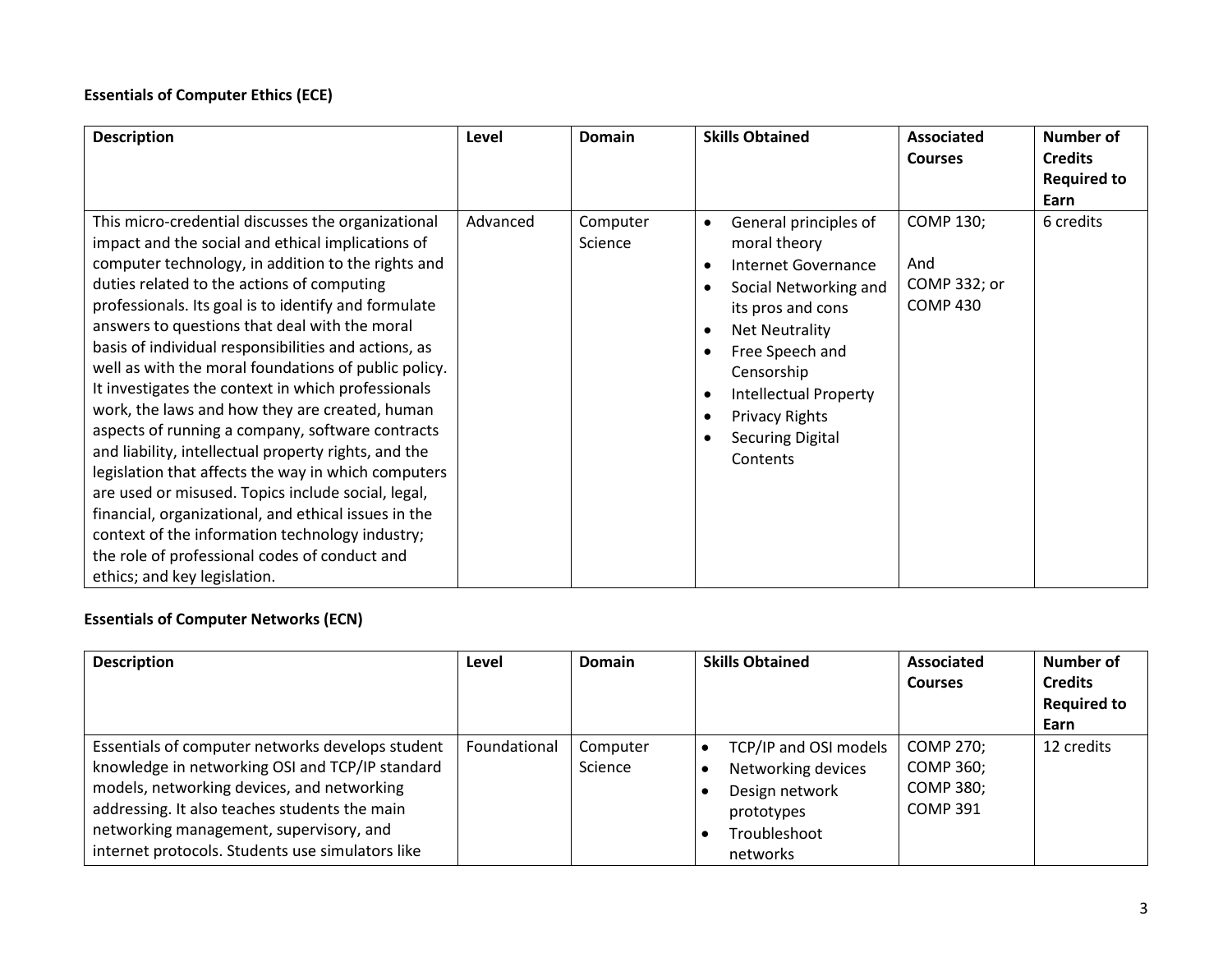**Essentials of Computer Ethics (ECE)**

| Description | Level | Domain | Skills Obtained | Associated Courses | Number of Credits Required to Earn |
|---|---|---|---|---|---|
| This micro-credential discusses the organizational impact and the social and ethical implications of computer technology, in addition to the rights and duties related to the actions of computing professionals. Its goal is to identify and formulate answers to questions that deal with the moral basis of individual responsibilities and actions, as well as with the moral foundations of public policy. It investigates the context in which professionals work, the laws and how they are created, human aspects of running a company, software contracts and liability, intellectual property rights, and the legislation that affects the way in which computers are used or misused. Topics include social, legal, financial, organizational, and ethical issues in the context of the information technology industry; the role of professional codes of conduct and ethics; and key legislation. | Advanced | Computer Science | • General principles of moral theory<br>• Internet Governance<br>• Social Networking and its pros and cons<br>• Net Neutrality<br>• Free Speech and Censorship<br>• Intellectual Property<br>• Privacy Rights<br>• Securing Digital Contents | COMP 130;<br><br>And<br>COMP 332; or<br>COMP 430 | 6 credits |

**Essentials of Computer Networks (ECN)**

| Description | Level | Domain | Skills Obtained | Associated Courses | Number of Credits Required to Earn |
|---|---|---|---|---|---|
| Essentials of computer networks develops student knowledge in networking OSI and TCP/IP standard models, networking devices, and networking addressing. It also teaches students the main networking management, supervisory, and internet protocols. Students use simulators like | Foundational | Computer Science | • TCP/IP and OSI models<br>• Networking devices<br>• Design network prototypes<br>• Troubleshoot networks | COMP 270;<br>COMP 360;<br>COMP 380;<br>COMP 391 | 12 credits |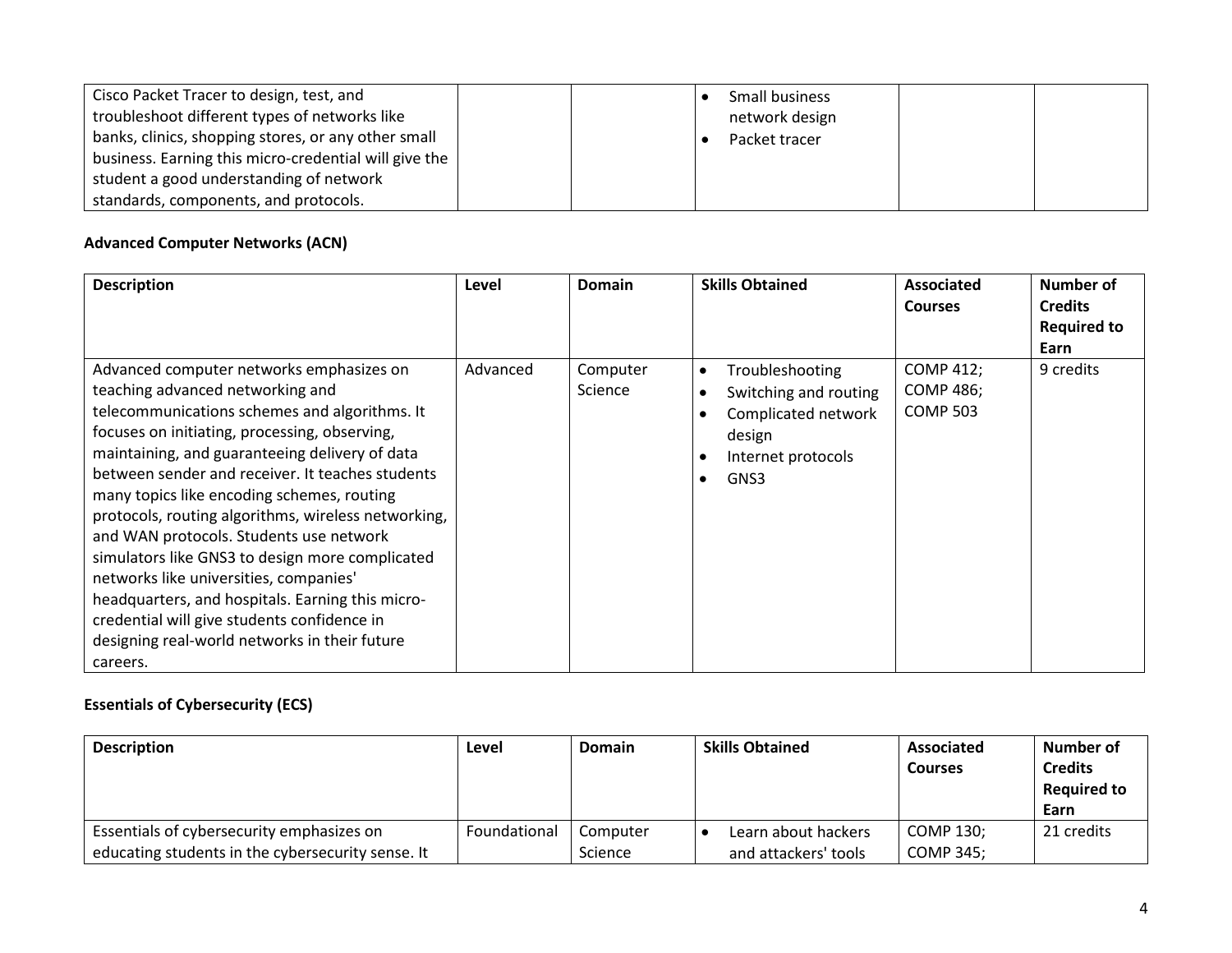| | | | | | |
|---|---|---|---|---|---|
| Cisco Packet Tracer to design, test, and troubleshoot different types of networks like banks, clinics, shopping stores, or any other small business. Earning this micro-credential will give the student a good understanding of network standards, components, and protocols. | | | • Small business network design<br>• Packet tracer | | |

**Advanced Computer Networks (ACN)**

| Description | Level | Domain | Skills Obtained | Associated Courses | Number of Credits Required to Earn |
|---|---|---|---|---|---|
| Advanced computer networks emphasizes on teaching advanced networking and telecommunications schemes and algorithms. It focuses on initiating, processing, observing, maintaining, and guaranteeing delivery of data between sender and receiver. It teaches students many topics like encoding schemes, routing protocols, routing algorithms, wireless networking, and WAN protocols. Students use network simulators like GNS3 to design more complicated networks like universities, companies' headquarters, and hospitals. Earning this micro-credential will give students confidence in designing real-world networks in their future careers. | Advanced | Computer Science | • Troubleshooting<br>• Switching and routing<br>• Complicated network design<br>• Internet protocols<br>• GNS3 | COMP 412; COMP 486; COMP 503 | 9 credits |

**Essentials of Cybersecurity (ECS)**

| Description | Level | Domain | Skills Obtained | Associated Courses | Number of Credits Required to Earn |
|---|---|---|---|---|---|
| Essentials of cybersecurity emphasizes on educating students in the cybersecurity sense. It | Foundational | Computer Science | • Learn about hackers and attackers' tools | COMP 130; COMP 345; | 21 credits |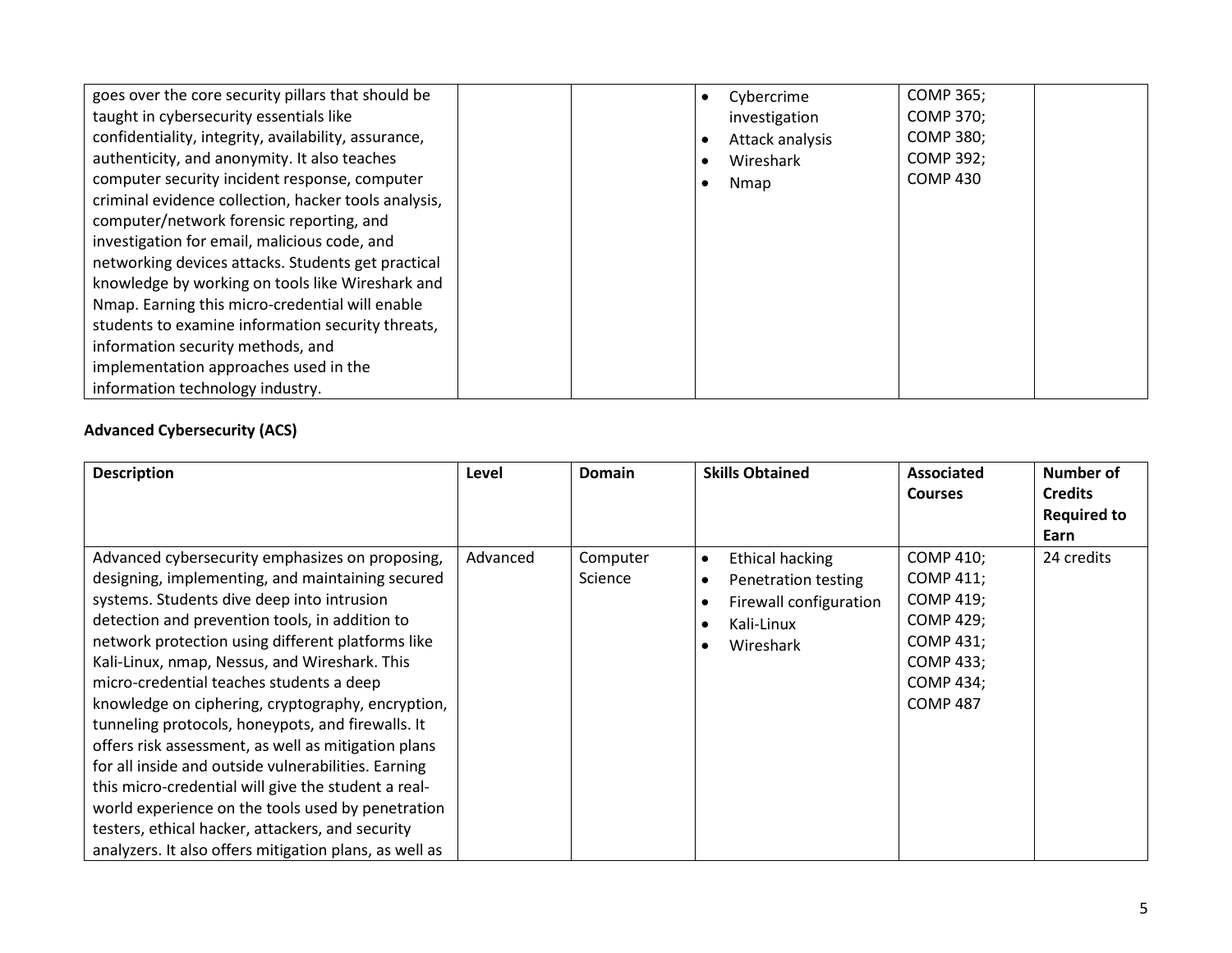| | | | | | |
|---|---|---|---|---|---|
| goes over the core security pillars that should be taught in cybersecurity essentials like confidentiality, integrity, availability, assurance, authenticity, and anonymity. It also teaches computer security incident response, computer criminal evidence collection, hacker tools analysis, computer/network forensic reporting, and investigation for email, malicious code, and networking devices attacks. Students get practical knowledge by working on tools like Wireshark and Nmap. Earning this micro-credential will enable students to examine information security threats, information security methods, and implementation approaches used in the information technology industry. | | | • Cybercrime investigation<br>• Attack analysis<br>• Wireshark<br>• Nmap | COMP 365;<br>COMP 370;<br>COMP 380;<br>COMP 392;<br>COMP 430 | |

**Advanced Cybersecurity (ACS)**

| Description | Level | Domain | Skills Obtained | Associated Courses | Number of Credits Required to Earn |
|---|---|---|---|---|---|
| Advanced cybersecurity emphasizes on proposing, designing, implementing, and maintaining secured systems. Students dive deep into intrusion detection and prevention tools, in addition to network protection using different platforms like Kali-Linux, nmap, Nessus, and Wireshark. This micro-credential teaches students a deep knowledge on ciphering, cryptography, encryption, tunneling protocols, honeypots, and firewalls. It offers risk assessment, as well as mitigation plans for all inside and outside vulnerabilities. Earning this micro-credential will give the student a real-world experience on the tools used by penetration testers, ethical hacker, attackers, and security analyzers. It also offers mitigation plans, as well as | Advanced | Computer Science | • Ethical hacking<br>• Penetration testing<br>• Firewall configuration<br>• Kali-Linux<br>• Wireshark | COMP 410;<br>COMP 411;<br>COMP 419;<br>COMP 429;<br>COMP 431;<br>COMP 433;<br>COMP 434;<br>COMP 487 | 24 credits |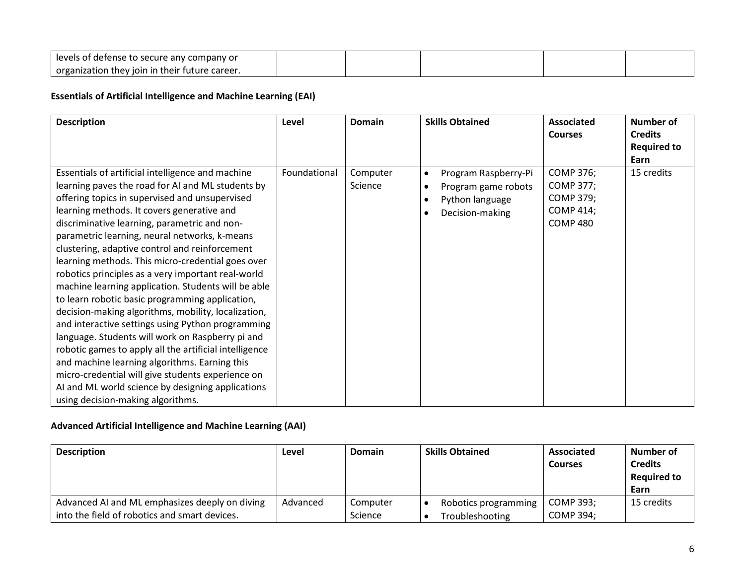| | | | | | |
|---|---|---|---|---|---|
| levels of defense to secure any company or organization they join in their future career. | | | | | |

**Essentials of Artificial Intelligence and Machine Learning (EAI)**

| Description | Level | Domain | Skills Obtained | Associated Courses | Number of Credits Required to Earn |
|---|---|---|---|---|---|
| Essentials of artificial intelligence and machine learning paves the road for AI and ML students by offering topics in supervised and unsupervised learning methods. It covers generative and discriminative learning, parametric and non-parametric learning, neural networks, k-means clustering, adaptive control and reinforcement learning methods. This micro-credential goes over robotics principles as a very important real-world machine learning application. Students will be able to learn robotic basic programming application, decision-making algorithms, mobility, localization, and interactive settings using Python programming language. Students will work on Raspberry pi and robotic games to apply all the artificial intelligence and machine learning algorithms. Earning this micro-credential will give students experience on AI and ML world science by designing applications using decision-making algorithms. | Foundational | Computer Science | • Program Raspberry-Pi<br>• Program game robots<br>• Python language<br>• Decision-making | COMP 376; COMP 377; COMP 379; COMP 414; COMP 480 | 15 credits |

**Advanced Artificial Intelligence and Machine Learning (AAI)**

| Description | Level | Domain | Skills Obtained | Associated Courses | Number of Credits Required to Earn |
|---|---|---|---|---|---|
| Advanced AI and ML emphasizes deeply on diving into the field of robotics and smart devices. | Advanced | Computer Science | • Robotics programming<br>• Troubleshooting | COMP 393; COMP 394; | 15 credits |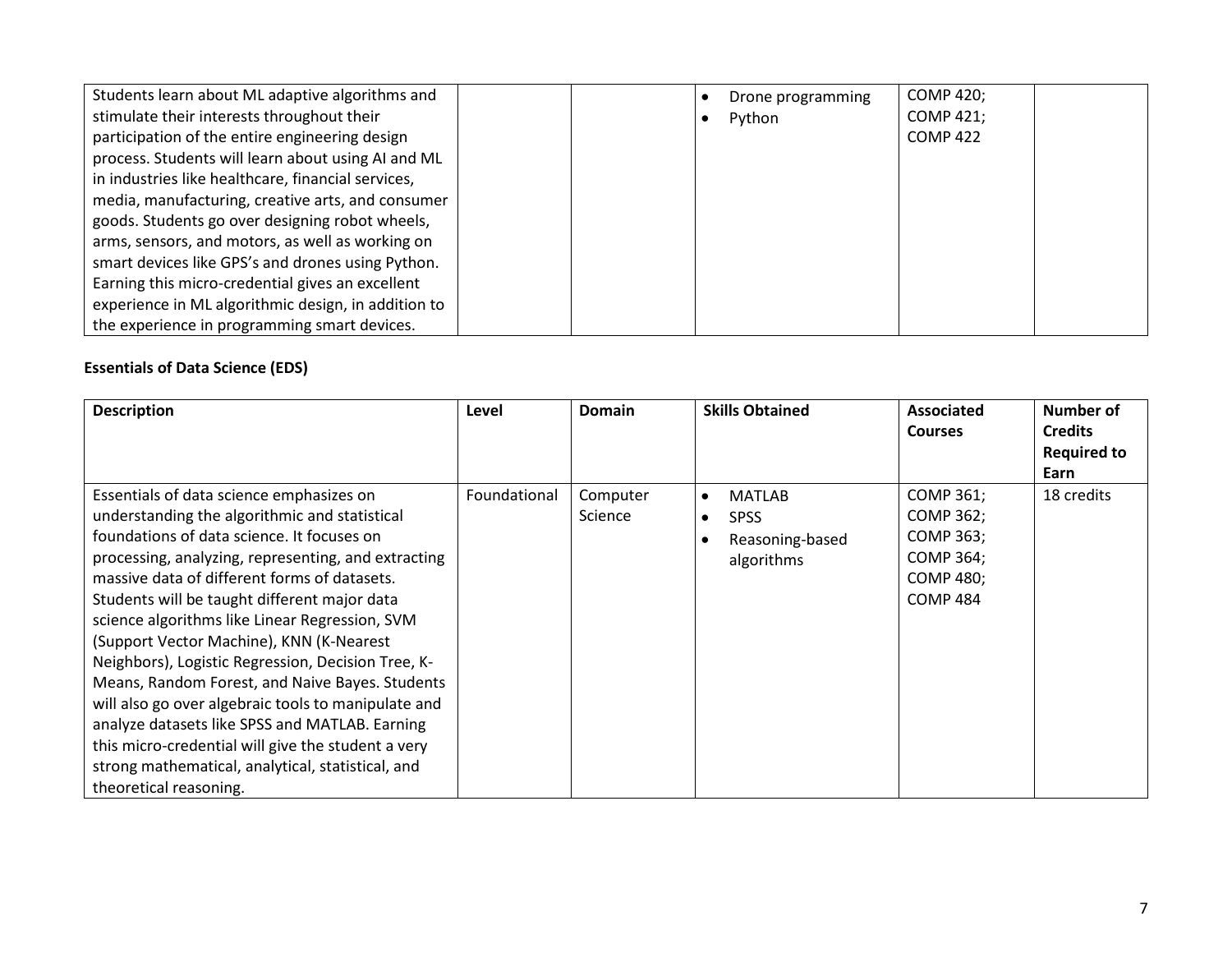| | | | | | |
|---|---|---|---|---|---|
| Students learn about ML adaptive algorithms and stimulate their interests throughout their participation of the entire engineering design process. Students will learn about using AI and ML in industries like healthcare, financial services, media, manufacturing, creative arts, and consumer goods. Students go over designing robot wheels, arms, sensors, and motors, as well as working on smart devices like GPS's and drones using Python. Earning this micro-credential gives an excellent experience in ML algorithmic design, in addition to the experience in programming smart devices. | | | • Drone programming<br>• Python | COMP 420;<br>COMP 421;<br>COMP 422 | |

**Essentials of Data Science (EDS)**

| Description | Level | Domain | Skills Obtained | Associated Courses | Number of Credits Required to Earn |
|---|---|---|---|---|---|
| Essentials of data science emphasizes on understanding the algorithmic and statistical foundations of data science. It focuses on processing, analyzing, representing, and extracting massive data of different forms of datasets. Students will be taught different major data science algorithms like Linear Regression, SVM (Support Vector Machine), KNN (K-Nearest Neighbors), Logistic Regression, Decision Tree, K-Means, Random Forest, and Naive Bayes. Students will also go over algebraic tools to manipulate and analyze datasets like SPSS and MATLAB. Earning this micro-credential will give the student a very strong mathematical, analytical, statistical, and theoretical reasoning. | Foundational | Computer Science | • MATLAB<br>• SPSS<br>• Reasoning-based algorithms | COMP 361;<br>COMP 362;<br>COMP 363;<br>COMP 364;<br>COMP 480;<br>COMP 484 | 18 credits |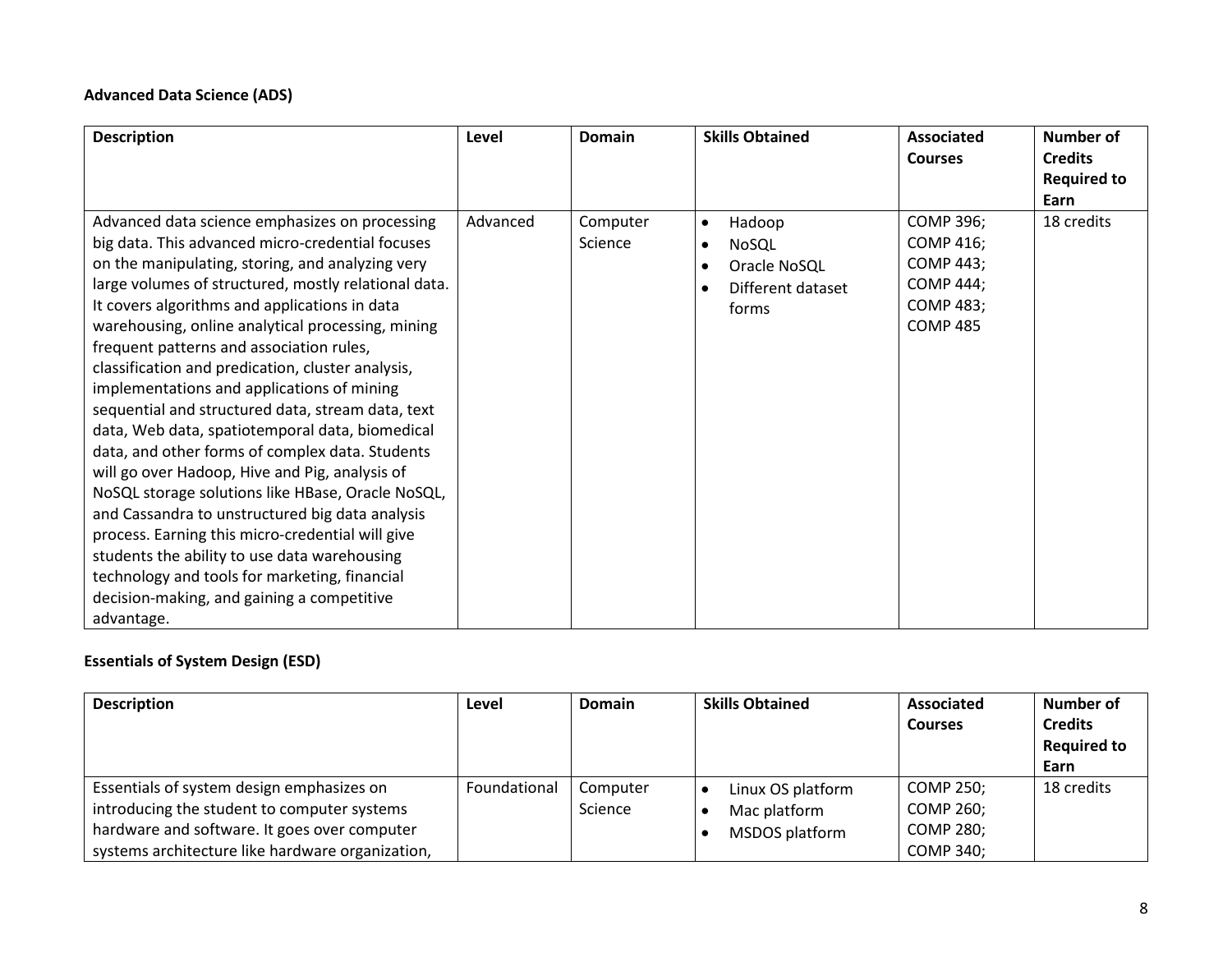**Advanced Data Science (ADS)**

| Description | Level | Domain | Skills Obtained | Associated Courses | Number of Credits Required to Earn |
|---|---|---|---|---|---|
| Advanced data science emphasizes on processing big data. This advanced micro-credential focuses on the manipulating, storing, and analyzing very large volumes of structured, mostly relational data. It covers algorithms and applications in data warehousing, online analytical processing, mining frequent patterns and association rules, classification and predication, cluster analysis, implementations and applications of mining sequential and structured data, stream data, text data, Web data, spatiotemporal data, biomedical data, and other forms of complex data. Students will go over Hadoop, Hive and Pig, analysis of NoSQL storage solutions like HBase, Oracle NoSQL, and Cassandra to unstructured big data analysis process. Earning this micro-credential will give students the ability to use data warehousing technology and tools for marketing, financial decision-making, and gaining a competitive advantage. | Advanced | Computer Science | • Hadoop<br>• NoSQL<br>• Oracle NoSQL<br>• Different dataset forms | COMP 396; COMP 416; COMP 443; COMP 444; COMP 483; COMP 485 | 18 credits |

**Essentials of System Design (ESD)**

| Description | Level | Domain | Skills Obtained | Associated Courses | Number of Credits Required to Earn |
|---|---|---|---|---|---|
| Essentials of system design emphasizes on introducing the student to computer systems hardware and software. It goes over computer systems architecture like hardware organization, | Foundational | Computer Science | • Linux OS platform<br>• Mac platform<br>• MSDOS platform | COMP 250; COMP 260; COMP 280; COMP 340; | 18 credits |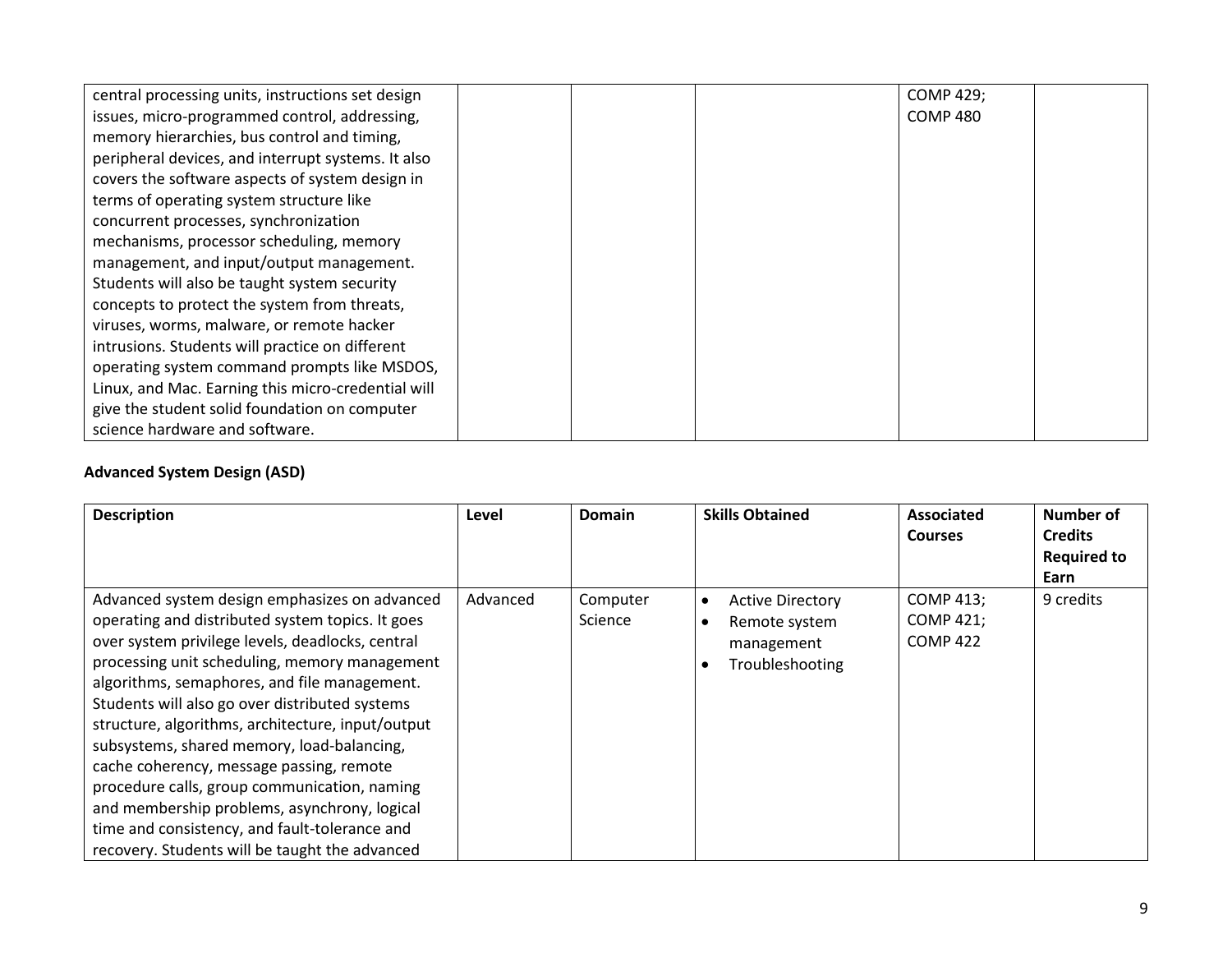| | | | | | |
|---|---|---|---|---|---|
| central processing units, instructions set design issues, micro-programmed control, addressing, memory hierarchies, bus control and timing, peripheral devices, and interrupt systems. It also covers the software aspects of system design in terms of operating system structure like concurrent processes, synchronization mechanisms, processor scheduling, memory management, and input/output management. Students will also be taught system security concepts to protect the system from threats, viruses, worms, malware, or remote hacker intrusions. Students will practice on different operating system command prompts like MSDOS, Linux, and Mac. Earning this micro-credential will give the student solid foundation on computer science hardware and software. | | | | COMP 429; COMP 480 | |

**Advanced System Design (ASD)**

| Description | Level | Domain | Skills Obtained | Associated Courses | Number of Credits Required to Earn |
|---|---|---|---|---|---|
| Advanced system design emphasizes on advanced operating and distributed system topics. It goes over system privilege levels, deadlocks, central processing unit scheduling, memory management algorithms, semaphores, and file management. Students will also go over distributed systems structure, algorithms, architecture, input/output subsystems, shared memory, load-balancing, cache coherency, message passing, remote procedure calls, group communication, naming and membership problems, asynchrony, logical time and consistency, and fault-tolerance and recovery. Students will be taught the advanced | Advanced | Computer Science | • Active Directory<br>• Remote system management<br>• Troubleshooting | COMP 413; COMP 421; COMP 422 | 9 credits |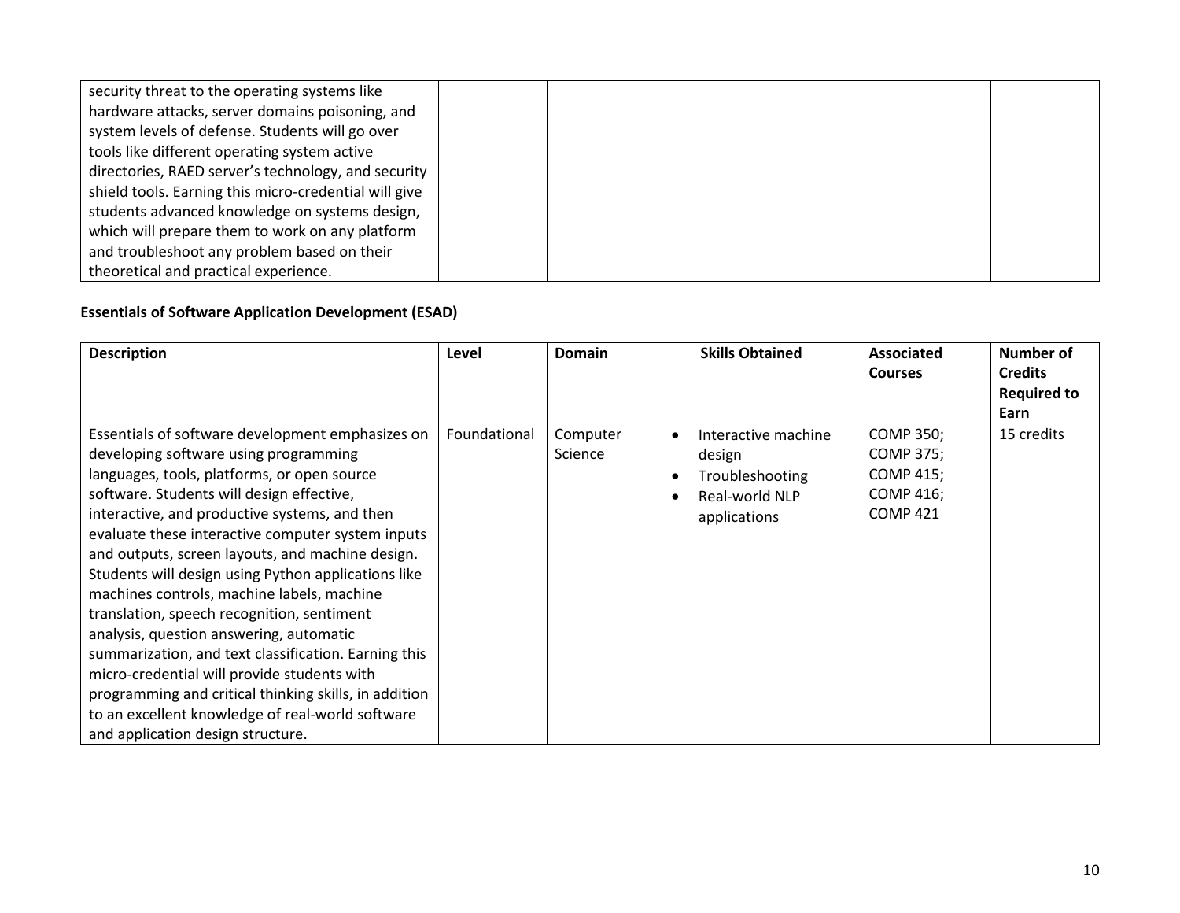| | | | | | |
|---|---|---|---|---|---|
| security threat to the operating systems like hardware attacks, server domains poisoning, and system levels of defense. Students will go over tools like different operating system active directories, RAED server's technology, and security shield tools. Earning this micro-credential will give students advanced knowledge on systems design, which will prepare them to work on any platform and troubleshoot any problem based on their theoretical and practical experience. | | | | | |

**Essentials of Software Application Development (ESAD)**

| Description | Level | Domain | Skills Obtained | Associated Courses | Number of Credits Required to Earn |
|---|---|---|---|---|---|
| Essentials of software development emphasizes on developing software using programming languages, tools, platforms, or open source software. Students will design effective, interactive, and productive systems, and then evaluate these interactive computer system inputs and outputs, screen layouts, and machine design. Students will design using Python applications like machines controls, machine labels, machine translation, speech recognition, sentiment analysis, question answering, automatic summarization, and text classification. Earning this micro-credential will provide students with programming and critical thinking skills, in addition to an excellent knowledge of real-world software and application design structure. | Foundational | Computer Science | • Interactive machine design<br>• Troubleshooting<br>• Real-world NLP applications | COMP 350; COMP 375; COMP 415; COMP 416; COMP 421 | 15 credits |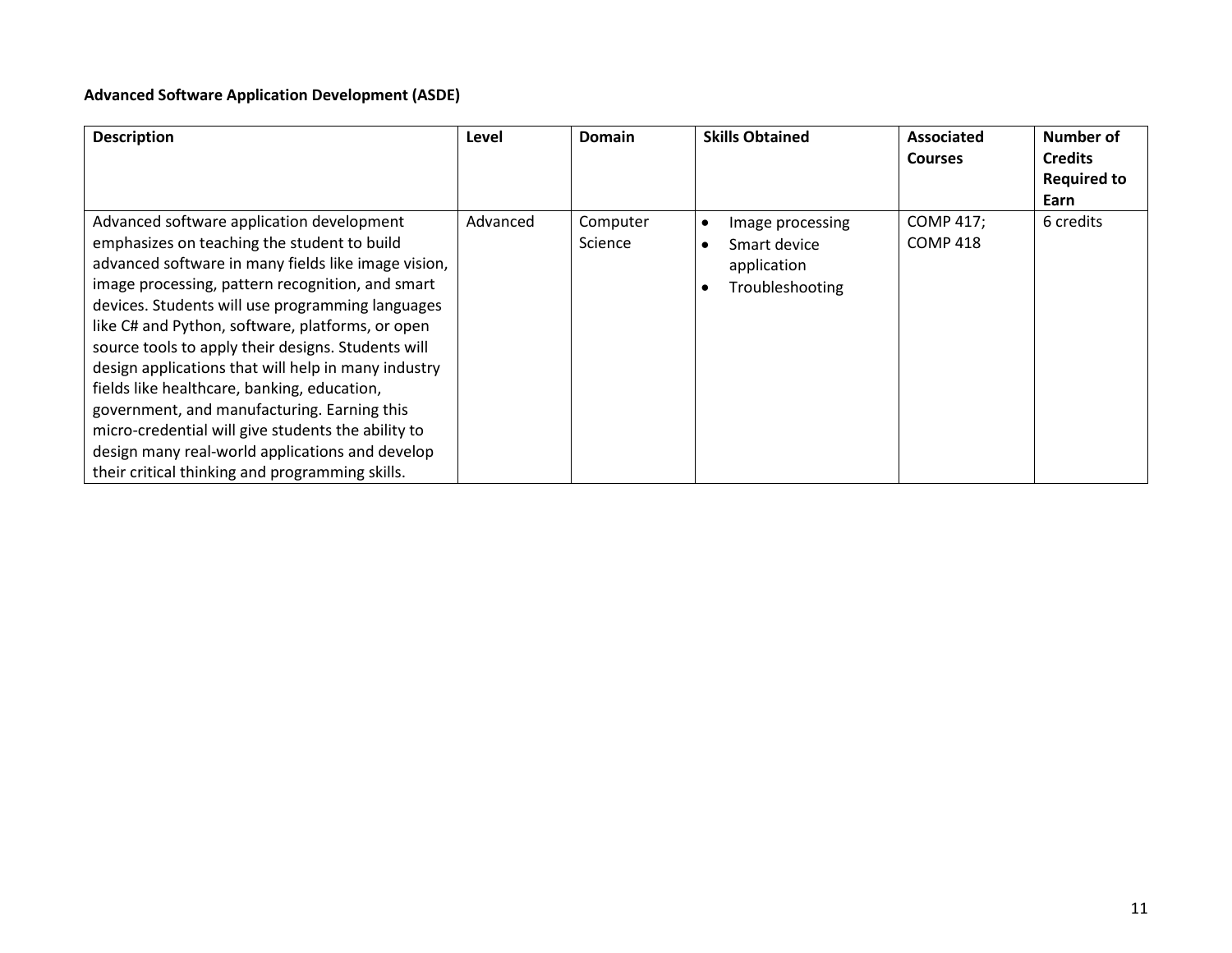**Advanced Software Application Development (ASDE)**

| Description | Level | Domain | Skills Obtained | Associated Courses | Number of Credits Required to Earn |
|---|---|---|---|---|---|
| Advanced software application development emphasizes on teaching the student to build advanced software in many fields like image vision, image processing, pattern recognition, and smart devices. Students will use programming languages like C# and Python, software, platforms, or open source tools to apply their designs. Students will design applications that will help in many industry fields like healthcare, banking, education, government, and manufacturing. Earning this micro-credential will give students the ability to design many real-world applications and develop their critical thinking and programming skills. | Advanced | Computer Science | • Image processing<br>• Smart device application<br>• Troubleshooting | COMP 417; COMP 418 | 6 credits |